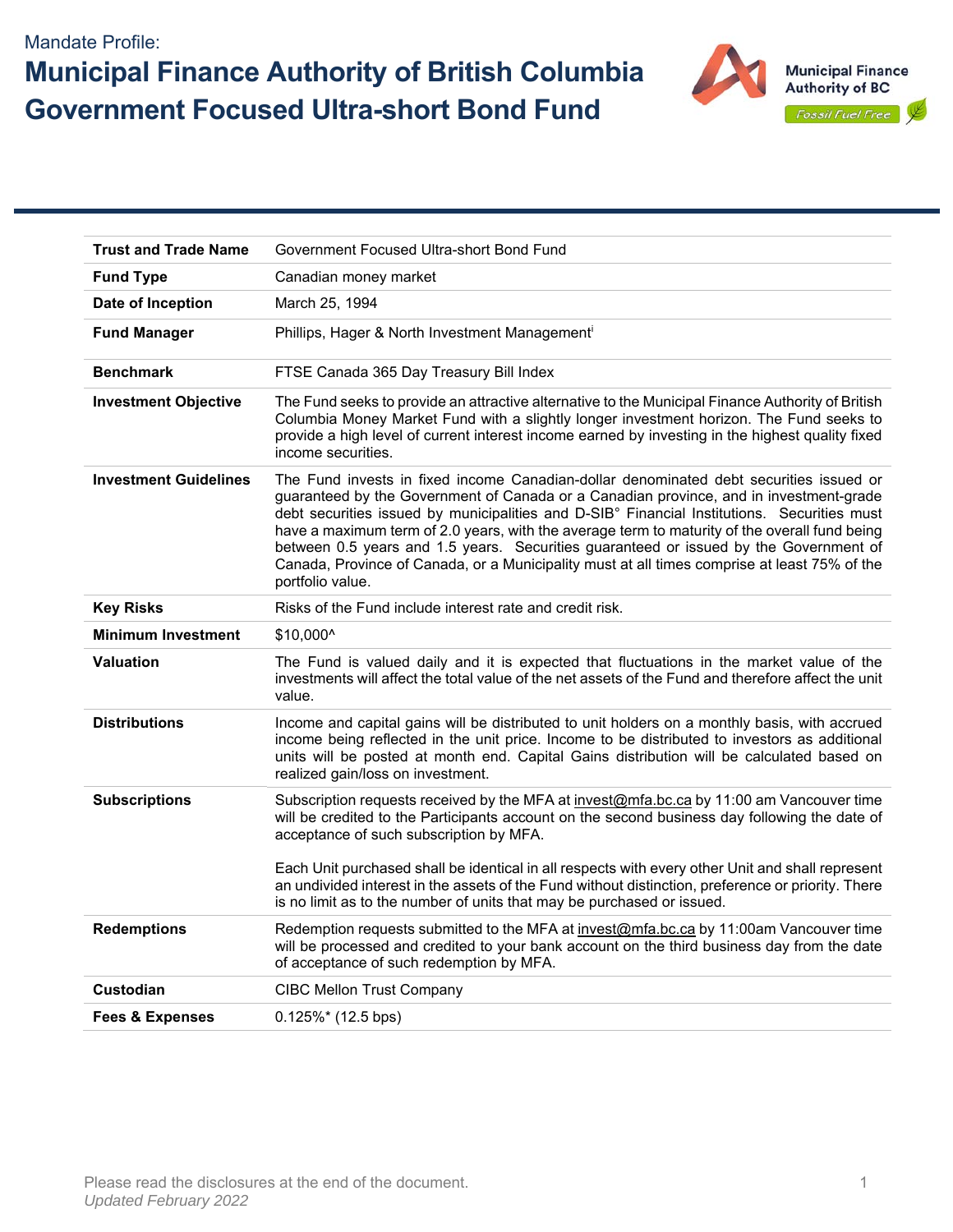Mandate Profile:

# Municipal Finance Authority of British Columbia Government Focused Ultra-short Bond Fund

| | |
|---|---|
| **Trust and Trade Name** | Government Focused Ultra-short Bond Fund |
| **Fund Type** | Canadian money market |
| **Date of Inception** | March 25, 1994 |
| **Fund Manager** | Phillips, Hager & North Investment Management[i] |
| **Benchmark** | FTSE Canada 365 Day Treasury Bill Index |
| **Investment Objective** | The Fund seeks to provide an attractive alternative to the Municipal Finance Authority of British Columbia Money Market Fund with a slightly longer investment horizon. The Fund seeks to provide a high level of current interest income earned by investing in the highest quality fixed income securities. |
| **Investment Guidelines** | The Fund invests in fixed income Canadian-dollar denominated debt securities issued or guaranteed by the Government of Canada or a Canadian province, and in investment-grade debt securities issued by municipalities and D-SIB° Financial Institutions. Securities must have a maximum term of 2.0 years, with the average term to maturity of the overall fund being between 0.5 years and 1.5 years. Securities guaranteed or issued by the Government of Canada, Province of Canada, or a Municipality must at all times comprise at least 75% of the portfolio value. |
| **Key Risks** | Risks of the Fund include interest rate and credit risk. |
| **Minimum Investment** | $10,000^ |
| **Valuation** | The Fund is valued daily and it is expected that fluctuations in the market value of the investments will affect the total value of the net assets of the Fund and therefore affect the unit value. |
| **Distributions** | Income and capital gains will be distributed to unit holders on a monthly basis, with accrued income being reflected in the unit price. Income to be distributed to investors as additional units will be posted at month end. Capital Gains distribution will be calculated based on realized gain/loss on investment. |
| **Subscriptions** | Subscription requests received by the MFA at invest@mfa.bc.ca by 11:00 am Vancouver time will be credited to the Participants account on the second business day following the date of acceptance of such subscription by MFA.<br><br>Each Unit purchased shall be identical in all respects with every other Unit and shall represent an undivided interest in the assets of the Fund without distinction, preference or priority. There is no limit as to the number of units that may be purchased or issued. |
| **Redemptions** | Redemption requests submitted to the MFA at invest@mfa.bc.ca by 11:00am Vancouver time will be processed and credited to your bank account on the third business day from the date of acceptance of such redemption by MFA. |
| **Custodian** | CIBC Mellon Trust Company |
| **Fees & Expenses** | 0.125%* (12.5 bps) |

Please read the disclosures at the end of the document.

*Updated February 2022*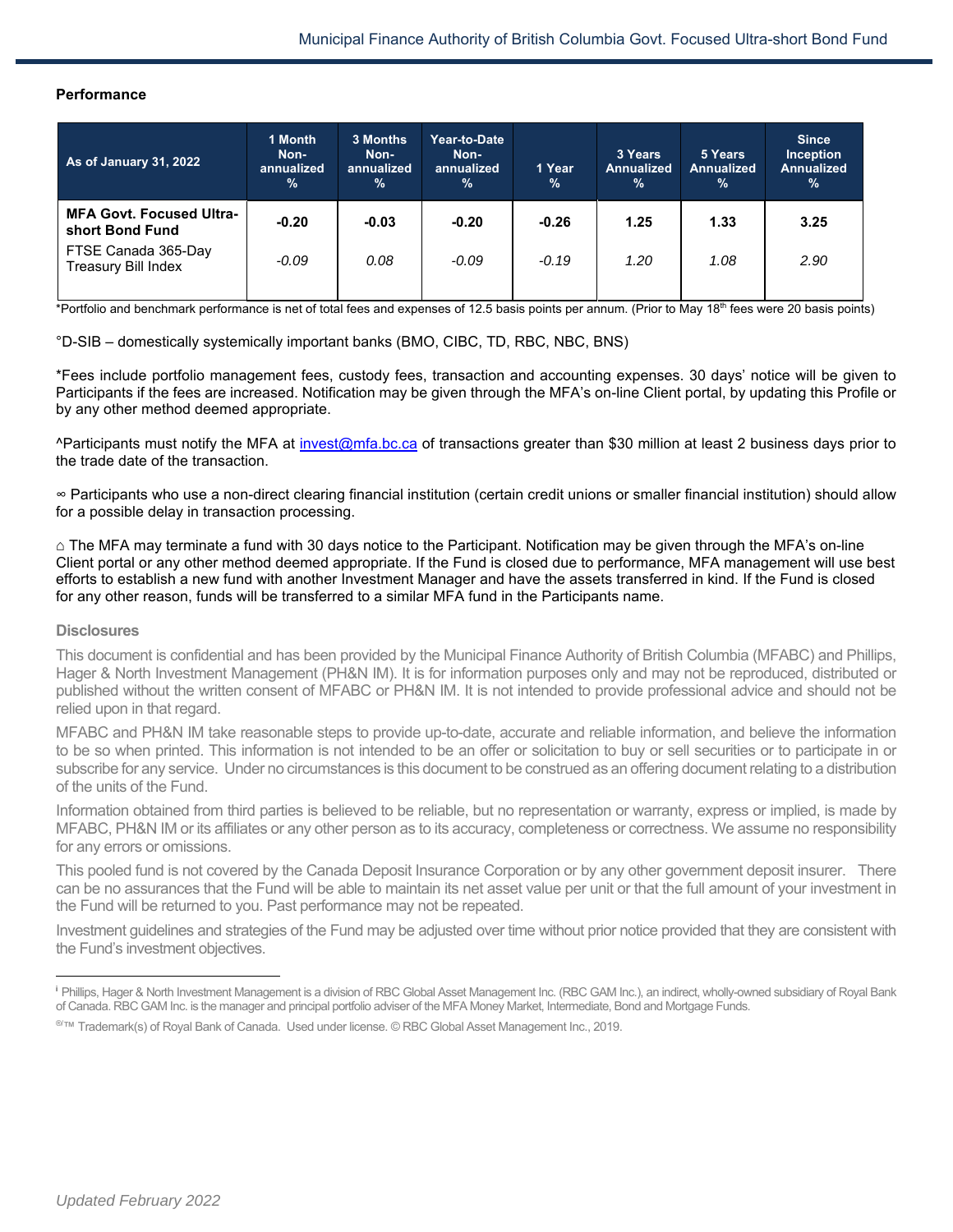**Performance**

| As of January 31, 2022 | 1 Month Non-annualized % | 3 Months Non-annualized % | Year-to-Date Non-annualized % | 1 Year % | 3 Years Annualized % | 5 Years Annualized % | Since Inception Annualized % |
|---|---|---|---|---|---|---|---|
| **MFA Govt. Focused Ultra-short Bond Fund** | **-0.20** | **-0.03** | **-0.20** | **-0.26** | **1.25** | **1.33** | **3.25** |
| FTSE Canada 365-Day Treasury Bill Index | *-0.09* | *0.08* | *-0.09* | *-0.19* | *1.20* | *1.08* | *2.90* |

*Portfolio and benchmark performance is net of total fees and expenses of 12.5 basis points per annum. (Prior to May 18th fees were 20 basis points)

°D-SIB – domestically systemically important banks (BMO, CIBC, TD, RBC, NBC, BNS)

*Fees include portfolio management fees, custody fees, transaction and accounting expenses. 30 days' notice will be given to Participants if the fees are increased. Notification may be given through the MFA's on-line Client portal, by updating this Profile or by any other method deemed appropriate.

^Participants must notify the MFA at invest@mfa.bc.ca of transactions greater than $30 million at least 2 business days prior to the trade date of the transaction.

∞ Participants who use a non-direct clearing financial institution (certain credit unions or smaller financial institution) should allow for a possible delay in transaction processing.

⌂ The MFA may terminate a fund with 30 days notice to the Participant. Notification may be given through the MFA's on-line Client portal or any other method deemed appropriate. If the Fund is closed due to performance, MFA management will use best efforts to establish a new fund with another Investment Manager and have the assets transferred in kind. If the Fund is closed for any other reason, funds will be transferred to a similar MFA fund in the Participants name.

**Disclosures**

This document is confidential and has been provided by the Municipal Finance Authority of British Columbia (MFABC) and Phillips, Hager & North Investment Management (PH&N IM). It is for information purposes only and may not be reproduced, distributed or published without the written consent of MFABC or PH&N IM. It is not intended to provide professional advice and should not be relied upon in that regard.

MFABC and PH&N IM take reasonable steps to provide up-to-date, accurate and reliable information, and believe the information to be so when printed. This information is not intended to be an offer or solicitation to buy or sell securities or to participate in or subscribe for any service. Under no circumstances is this document to be construed as an offering document relating to a distribution of the units of the Fund.

Information obtained from third parties is believed to be reliable, but no representation or warranty, express or implied, is made by MFABC, PH&N IM or its affiliates or any other person as to its accuracy, completeness or correctness. We assume no responsibility for any errors or omissions.

This pooled fund is not covered by the Canada Deposit Insurance Corporation or by any other government deposit insurer. There can be no assurances that the Fund will be able to maintain its net asset value per unit or that the full amount of your investment in the Fund will be returned to you. Past performance may not be repeated.

Investment guidelines and strategies of the Fund may be adjusted over time without prior notice provided that they are consistent with the Fund's investment objectives.

---

[i] Phillips, Hager & North Investment Management is a division of RBC Global Asset Management Inc. (RBC GAM Inc.), an indirect, wholly-owned subsidiary of Royal Bank of Canada. RBC GAM Inc. is the manager and principal portfolio adviser of the MFA Money Market, Intermediate, Bond and Mortgage Funds.

®/™ Trademark(s) of Royal Bank of Canada. Used under license. © RBC Global Asset Management Inc., 2019.

*Updated February 2022*